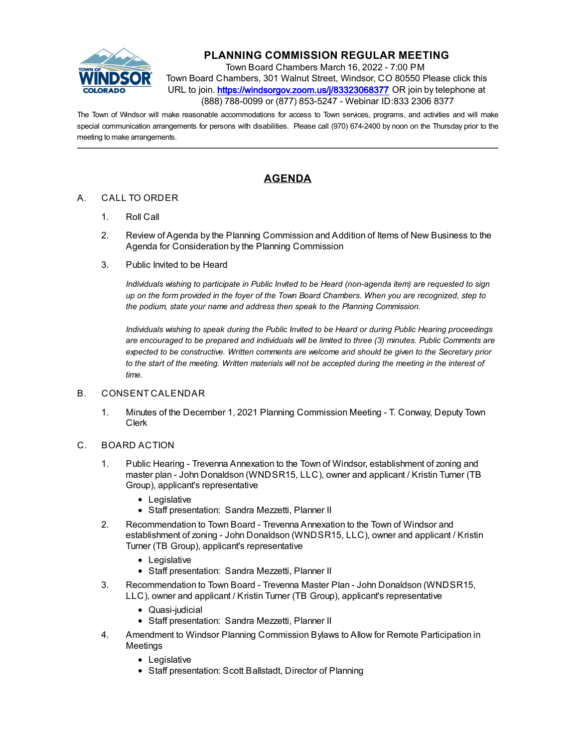# PLANNING COMMISSION REGULAR MEETING

Town Board Chambers March 16, 2022 - 7:00 PM
Town Board Chambers, 301 Walnut Street, Windsor, CO 80550 Please click this URL to join. https://windsorgov.zoom.us/j/83323068377 OR join by telephone at (888) 788-0099 or (877) 853-5247 - Webinar ID:833 2306 8377

The Town of Windsor will make reasonable accommodations for access to Town services, programs, and activities and will make special communication arrangements for persons with disabilities. Please call (970) 674-2400 by noon on the Thursday prior to the meeting to make arrangements.

---

## AGENDA

A. CALL TO ORDER

1. Roll Call
2. Review of Agenda by the Planning Commission and Addition of Items of New Business to the Agenda for Consideration by the Planning Commission
3. Public Invited to be Heard

   *Individuals wishing to participate in Public Invited to be Heard (non-agenda item) are requested to sign up on the form provided in the foyer of the Town Board Chambers. When you are recognized, step to the podium, state your name and address then speak to the Planning Commission.*

   *Individuals wishing to speak during the Public Invited to be Heard or during Public Hearing proceedings are encouraged to be prepared and individuals will be limited to three (3) minutes. Public Comments are expected to be constructive. Written comments are welcome and should be given to the Secretary prior to the start of the meeting. Written materials will not be accepted during the meeting in the interest of time.*

B. CONSENT CALENDAR

1. Minutes of the December 1, 2021 Planning Commission Meeting - T. Conway, Deputy Town Clerk

C. BOARD ACTION

1. Public Hearing - Trevenna Annexation to the Town of Windsor, establishment of zoning and master plan - John Donaldson (WNDSR15, LLC), owner and applicant / Kristin Turner (TB Group), applicant's representative
   - Legislative
   - Staff presentation: Sandra Mezzetti, Planner II
2. Recommendation to Town Board - Trevenna Annexation to the Town of Windsor and establishment of zoning - John Donaldson (WNDSR15, LLC), owner and applicant / Kristin Turner (TB Group), applicant's representative
   - Legislative
   - Staff presentation: Sandra Mezzetti, Planner II
3. Recommendation to Town Board - Trevenna Master Plan - John Donaldson (WNDSR15, LLC), owner and applicant / Kristin Turner (TB Group), applicant's representative
   - Quasi-judicial
   - Staff presentation: Sandra Mezzetti, Planner II
4. Amendment to Windsor Planning Commission Bylaws to Allow for Remote Participation in Meetings
   - Legislative
   - Staff presentation: Scott Ballstadt, Director of Planning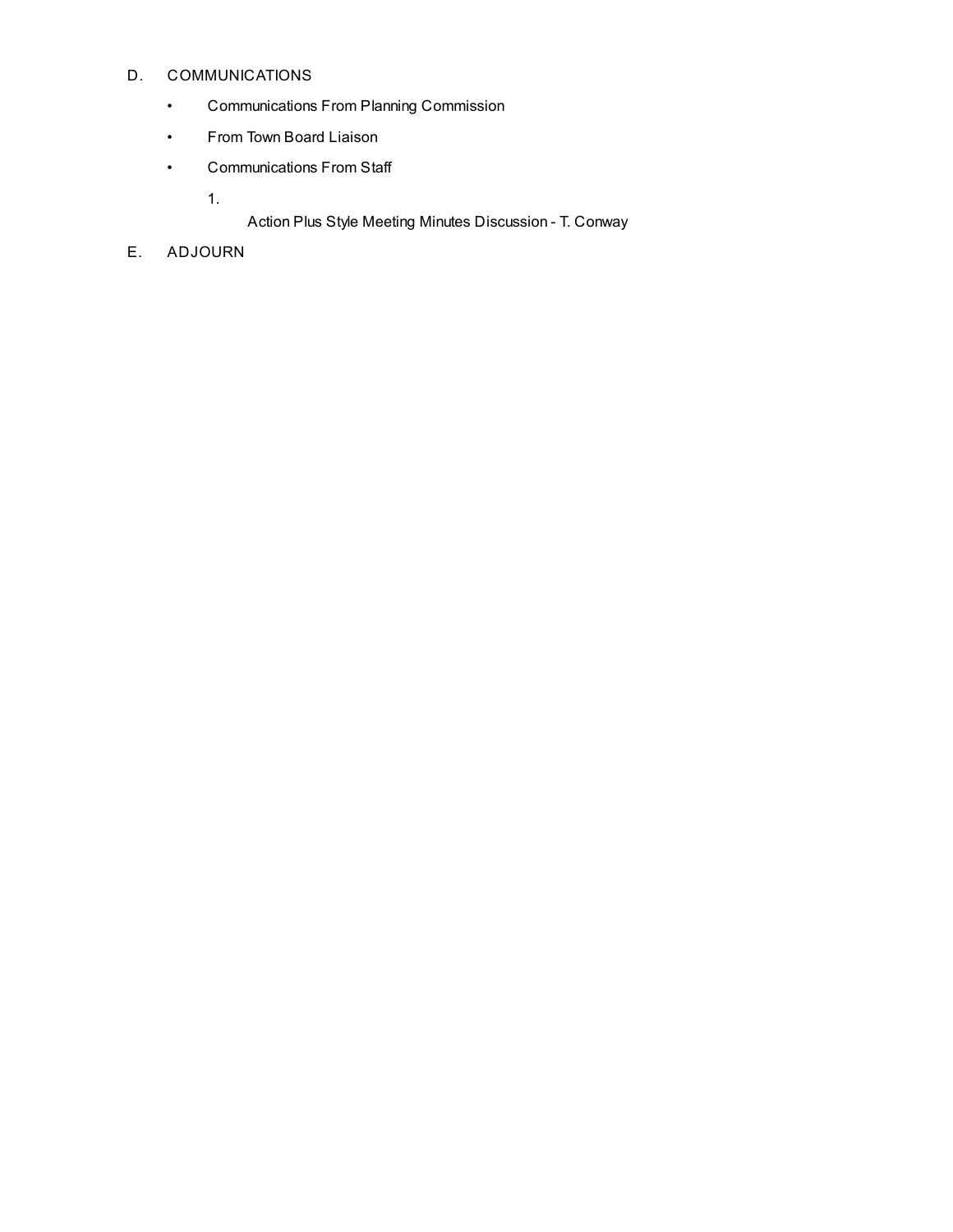D. COMMUNICATIONS

- Communications From Planning Commission
- From Town Board Liaison
- Communications From Staff

    1. Action Plus Style Meeting Minutes Discussion - T. Conway

E. ADJOURN